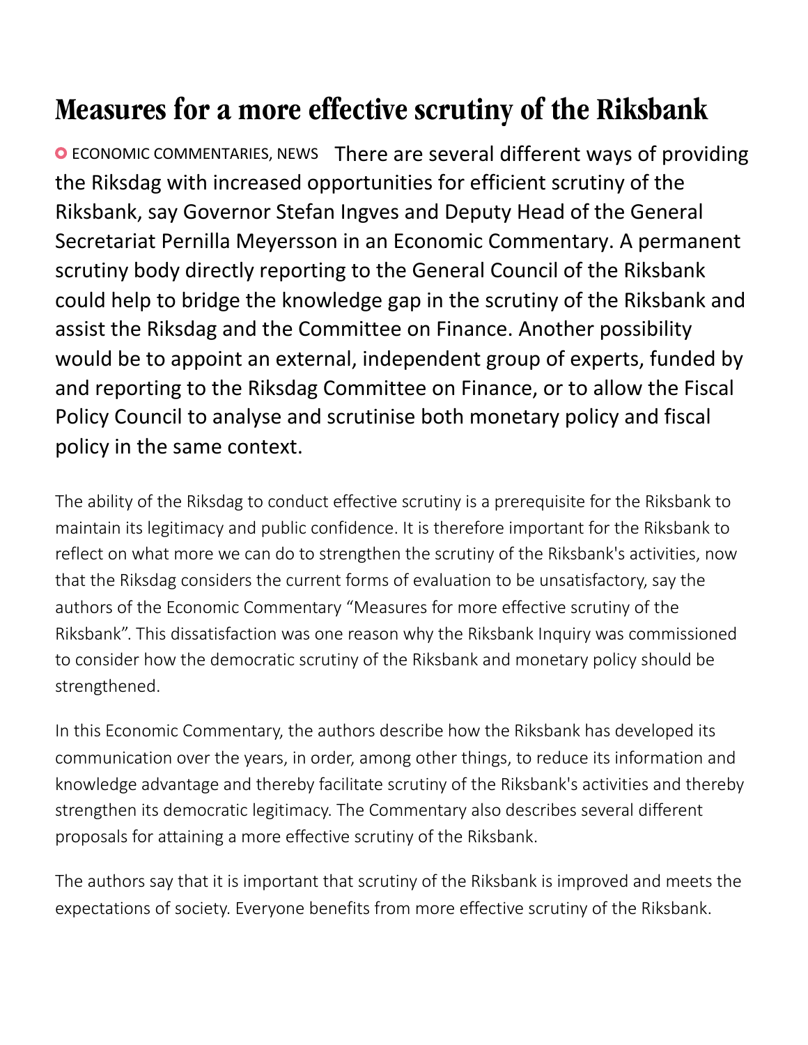# Measures for a more effective scrutiny of the Riksbank

ECONOMIC COMMENTARIES, NEWS There are several different ways of providing the Riksdag with increased opportunities for efficient scrutiny of the Riksbank, say Governor Stefan Ingves and Deputy Head of the General Secretariat Pernilla Meyersson in an Economic Commentary. A permanent scrutiny body directly reporting to the General Council of the Riksbank could help to bridge the knowledge gap in the scrutiny of the Riksbank and assist the Riksdag and the Committee on Finance. Another possibility would be to appoint an external, independent group of experts, funded by and reporting to the Riksdag Committee on Finance, or to allow the Fiscal Policy Council to analyse and scrutinise both monetary policy and fiscal policy in the same context.

The ability of the Riksdag to conduct effective scrutiny is a prerequisite for the Riksbank to maintain its legitimacy and public confidence. It is therefore important for the Riksbank to reflect on what more we can do to strengthen the scrutiny of the Riksbank's activities, now that the Riksdag considers the current forms of evaluation to be unsatisfactory, say the authors of the Economic Commentary "Measures for more effective scrutiny of the Riksbank". This dissatisfaction was one reason why the Riksbank Inquiry was commissioned to consider how the democratic scrutiny of the Riksbank and monetary policy should be strengthened.

In this Economic Commentary, the authors describe how the Riksbank has developed its communication over the years, in order, among other things, to reduce its information and knowledge advantage and thereby facilitate scrutiny of the Riksbank's activities and thereby strengthen its democratic legitimacy. The Commentary also describes several different proposals for attaining a more effective scrutiny of the Riksbank.

The authors say that it is important that scrutiny of the Riksbank is improved and meets the expectations of society. Everyone benefits from more effective scrutiny of the Riksbank.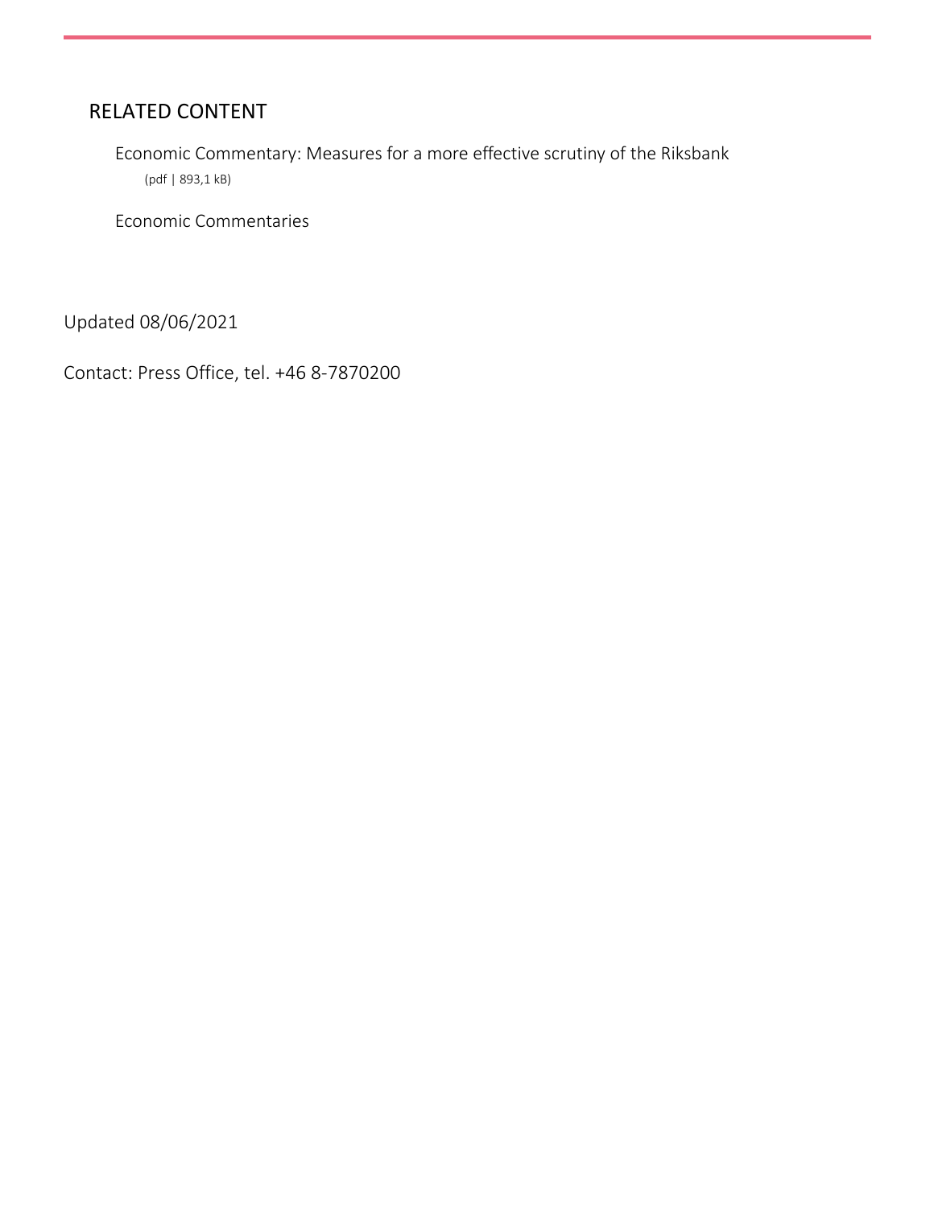## RELATED CONTENT

- Economic Commentary: Measures for a more effective scrutiny of the Riksbank
  (pdf | 893,1 kB)
- Economic Commentaries

Updated 08/06/2021

Contact: Press Office, tel. +46 8-7870200